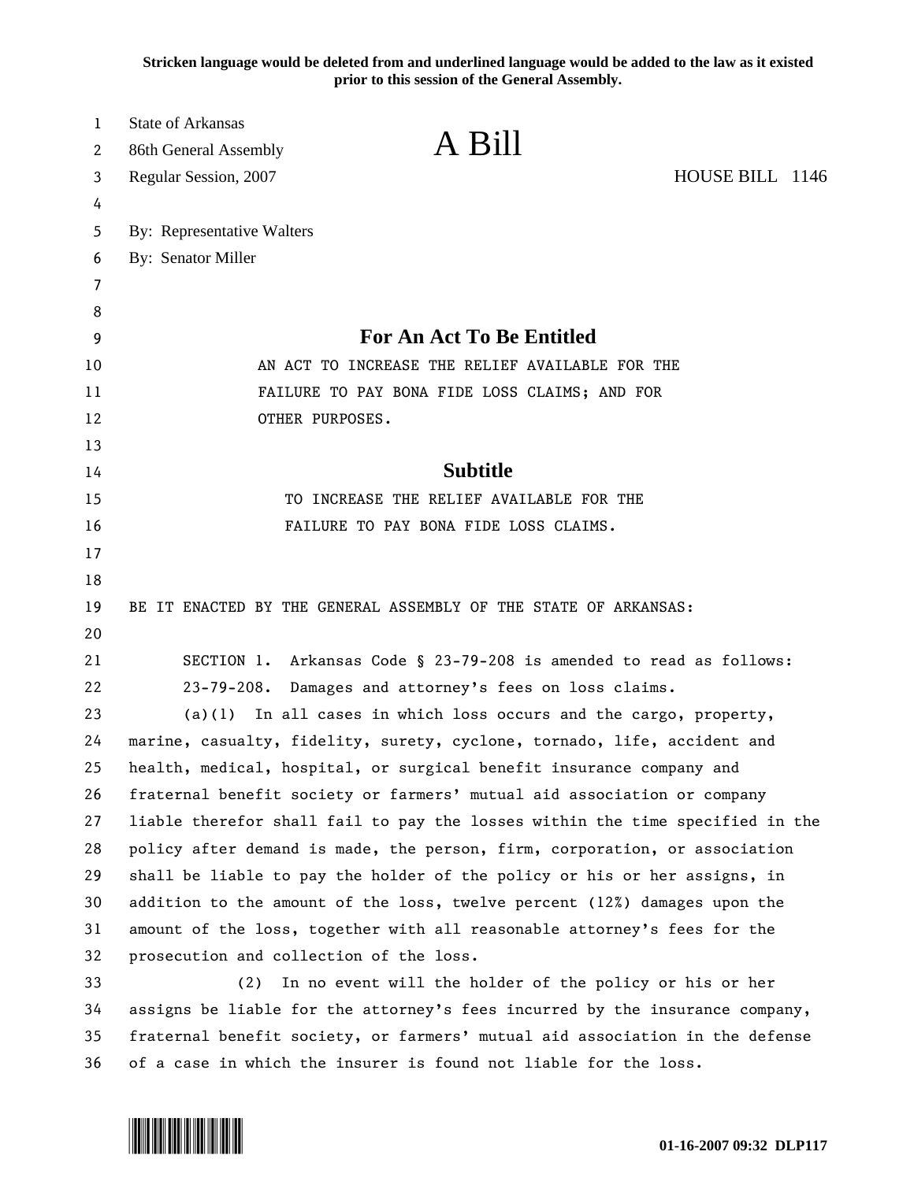**Stricken language would be deleted from and underlined language would be added to the law as it existed prior to this session of the General Assembly.**

State of Arkansas
86th General Assembly
Regular Session, 2007

# A Bill

HOUSE BILL 1146

By: Representative Walters
By: Senator Miller

## For An Act To Be Entitled

AN ACT TO INCREASE THE RELIEF AVAILABLE FOR THE FAILURE TO PAY BONA FIDE LOSS CLAIMS; AND FOR OTHER PURPOSES.

## Subtitle

TO INCREASE THE RELIEF AVAILABLE FOR THE FAILURE TO PAY BONA FIDE LOSS CLAIMS.

BE IT ENACTED BY THE GENERAL ASSEMBLY OF THE STATE OF ARKANSAS:

SECTION 1. Arkansas Code § 23-79-208 is amended to read as follows:

23-79-208. Damages and attorney's fees on loss claims.

(a)(1) In all cases in which loss occurs and the cargo, property, marine, casualty, fidelity, surety, cyclone, tornado, life, accident and health, medical, hospital, or surgical benefit insurance company and fraternal benefit society or farmers' mutual aid association or company liable therefor shall fail to pay the losses within the time specified in the policy after demand is made, the person, firm, corporation, or association shall be liable to pay the holder of the policy or his or her assigns, in addition to the amount of the loss, twelve percent (12%) damages upon the amount of the loss, together with all reasonable attorney's fees for the prosecution and collection of the loss.

(2) In no event will the holder of the policy or his or her assigns be liable for the attorney's fees incurred by the insurance company, fraternal benefit society, or farmers' mutual aid association in the defense of a case in which the insurer is found not liable for the loss.

01-16-2007 09:32 DLP117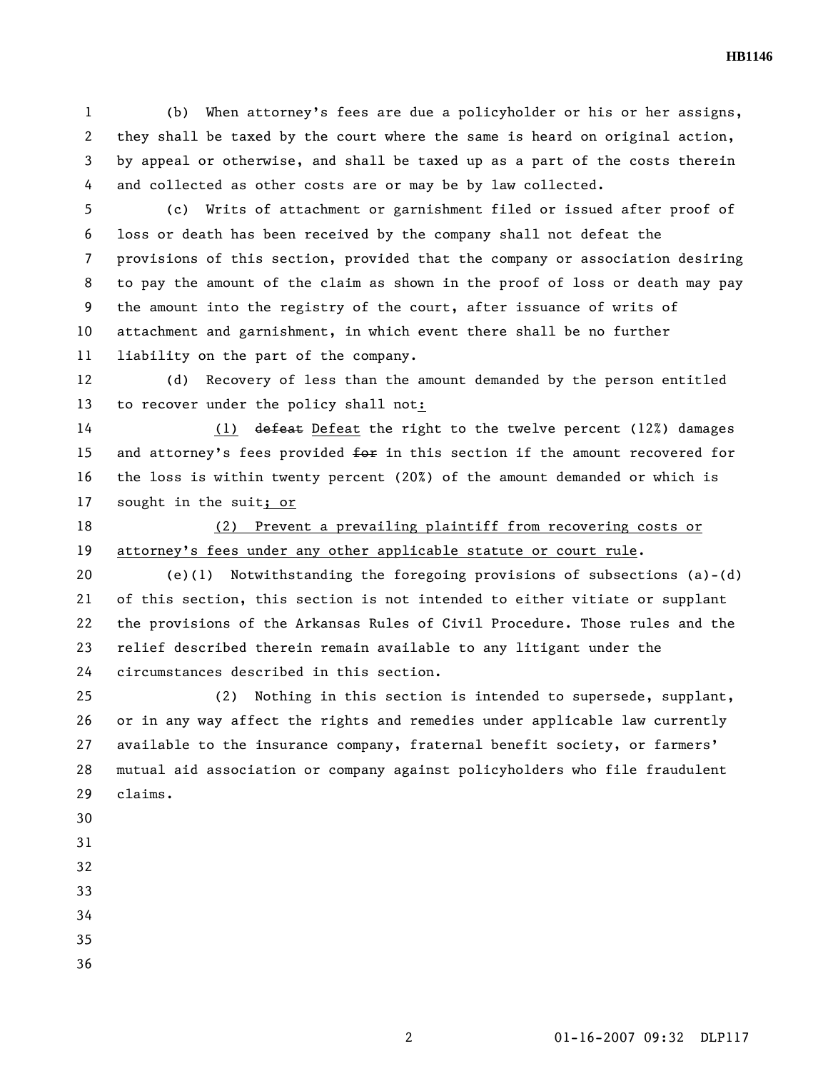(b) When attorney's fees are due a policyholder or his or her assigns, they shall be taxed by the court where the same is heard on original action, by appeal or otherwise, and shall be taxed up as a part of the costs therein and collected as other costs are or may be by law collected.

(c) Writs of attachment or garnishment filed or issued after proof of loss or death has been received by the company shall not defeat the provisions of this section, provided that the company or association desiring to pay the amount of the claim as shown in the proof of loss or death may pay the amount into the registry of the court, after issuance of writs of attachment and garnishment, in which event there shall be no further liability on the part of the company.

(d) Recovery of less than the amount demanded by the person entitled to recover under the policy shall not<u>:</u>

<u>(1)</u> ~~defeat~~ <u>Defeat</u> the right to the twelve percent (12%) damages and attorney's fees provided ~~for~~ in this section if the amount recovered for the loss is within twenty percent (20%) of the amount demanded or which is sought in the suit<u>; or</u>

<u>(2) Prevent a prevailing plaintiff from recovering costs or attorney's fees under any other applicable statute or court rule</u>.

(e)(1) Notwithstanding the foregoing provisions of subsections (a)-(d) of this section, this section is not intended to either vitiate or supplant the provisions of the Arkansas Rules of Civil Procedure. Those rules and the relief described therein remain available to any litigant under the circumstances described in this section.

(2) Nothing in this section is intended to supersede, supplant, or in any way affect the rights and remedies under applicable law currently available to the insurance company, fraternal benefit society, or farmers' mutual aid association or company against policyholders who file fraudulent claims.